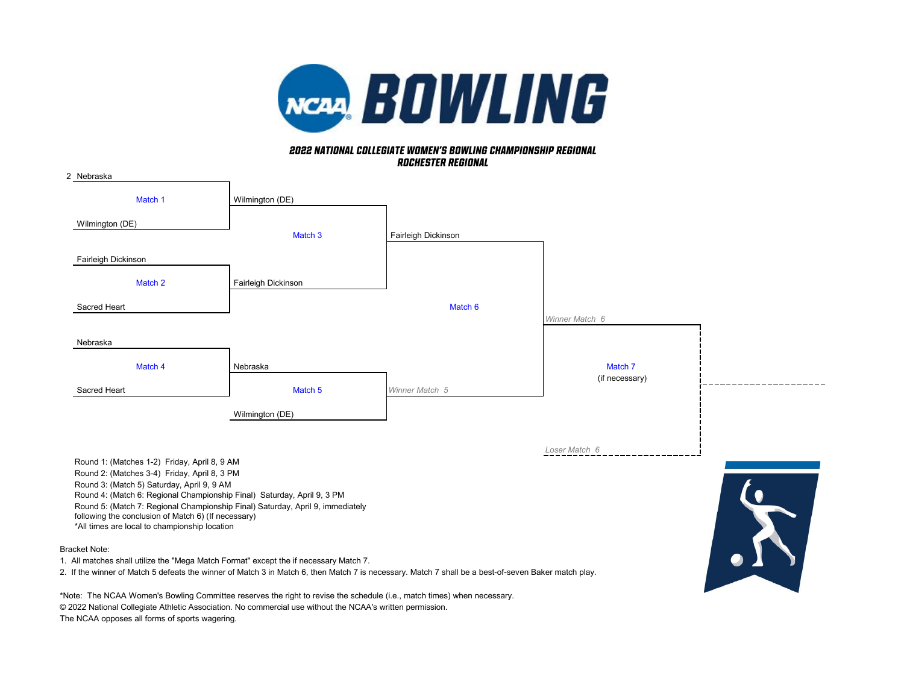# NCAA BOWLING

## 2022 NATIONAL COLLEGIATE WOMEN'S BOWLING CHAMPIONSHIP REGIONAL
## ROCHESTER REGIONAL

| Match | Competitors | Winner |
| --- | --- | --- |
| Match 1 | 2 Nebraska vs. Wilmington (DE) | Wilmington (DE) |
| Match 2 | Fairleigh Dickinson vs. Sacred Heart | Fairleigh Dickinson |
| Match 3 | Wilmington (DE) vs. Fairleigh Dickinson | Fairleigh Dickinson |
| Match 4 | Nebraska vs. Sacred Heart | Nebraska |
| Match 5 | Nebraska vs. Wilmington (DE) | *Winner Match 5* |
| Match 6 | Fairleigh Dickinson vs. *Winner Match 5* | *Winner Match 6* |
| Match 7 (if necessary) | *Winner Match 6* vs. *Loser Match 6* | |

Round 1: (Matches 1-2) Friday, April 8, 9 AM
Round 2: (Matches 3-4) Friday, April 8, 3 PM
Round 3: (Match 5) Saturday, April 9, 9 AM
Round 4: (Match 6: Regional Championship Final) Saturday, April 9, 3 PM
Round 5: (Match 7: Regional Championship Final) Saturday, April 9, immediately following the conclusion of Match 6) (If necessary)
*All times are local to championship location

Bracket Note:

1. All matches shall utilize the "Mega Match Format" except the if necessary Match 7.
2. If the winner of Match 5 defeats the winner of Match 3 in Match 6, then Match 7 is necessary. Match 7 shall be a best-of-seven Baker match play.

*Note: The NCAA Women's Bowling Committee reserves the right to revise the schedule (i.e., match times) when necessary.
© 2022 National Collegiate Athletic Association. No commercial use without the NCAA's written permission.
The NCAA opposes all forms of sports wagering.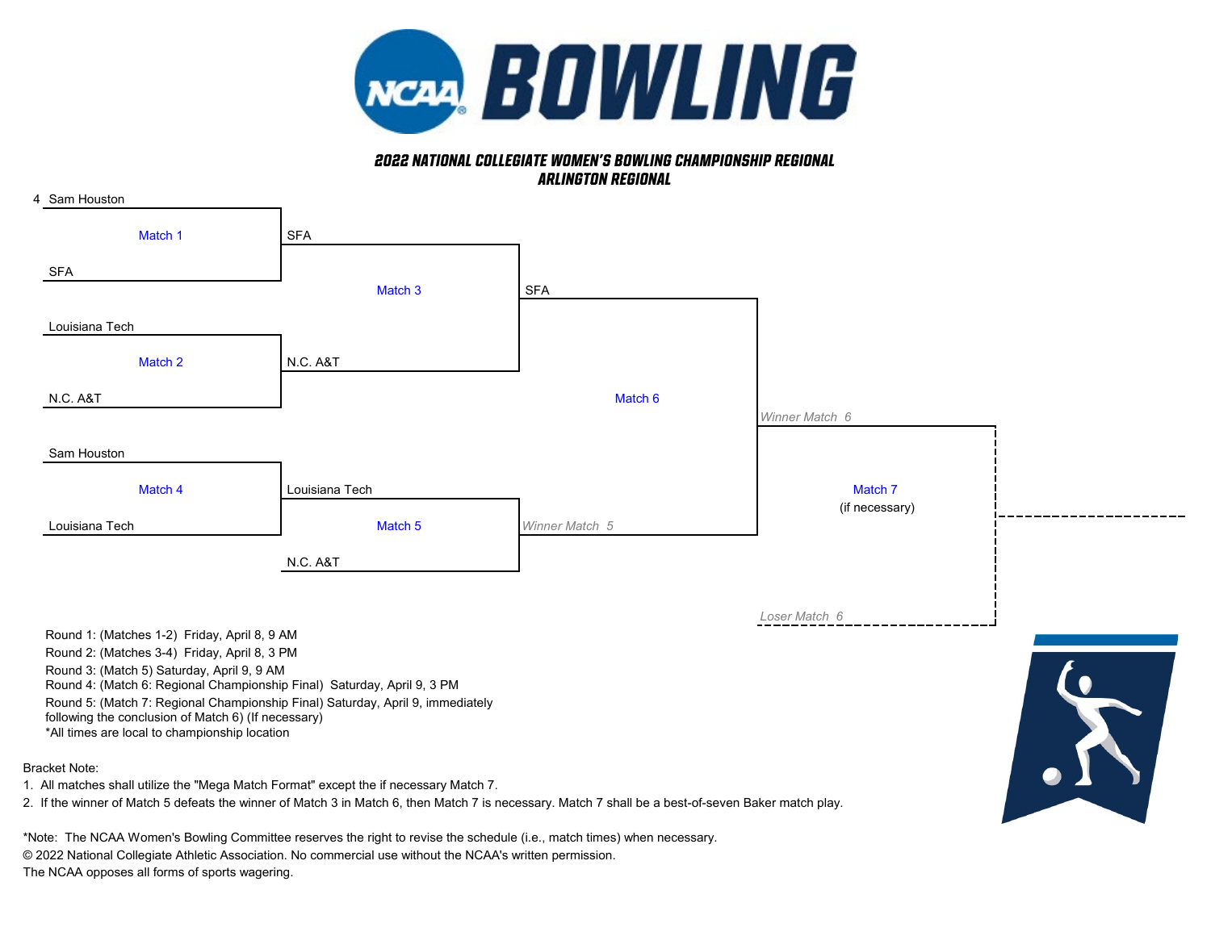# NCAA BOWLING

## 2022 NATIONAL COLLEGIATE WOMEN'S BOWLING CHAMPIONSHIP REGIONAL
## ARLINGTON REGIONAL

| Match | Team 1 | Team 2 | Winner |
| --- | --- | --- | --- |
| Match 1 | 4 Sam Houston | SFA | SFA |
| Match 2 | Louisiana Tech | N.C. A&T | N.C. A&T |
| Match 3 | SFA | N.C. A&T | SFA |
| Match 4 | Sam Houston | Louisiana Tech | Louisiana Tech |
| Match 5 | Louisiana Tech | N.C. A&T | Winner Match 5 |
| Match 6 | SFA | Winner Match 5 | Winner Match 6 |
| Match 7 (if necessary) | Winner Match 6 | Loser Match 6 | |

Round 1: (Matches 1-2) Friday, April 8, 9 AM
Round 2: (Matches 3-4) Friday, April 8, 3 PM
Round 3: (Match 5) Saturday, April 9, 9 AM
Round 4: (Match 6: Regional Championship Final) Saturday, April 9, 3 PM
Round 5: (Match 7: Regional Championship Final) Saturday, April 9, immediately following the conclusion of Match 6) (If necessary)
*All times are local to championship location

Bracket Note:

1. All matches shall utilize the "Mega Match Format" except the if necessary Match 7.
2. If the winner of Match 5 defeats the winner of Match 3 in Match 6, then Match 7 is necessary. Match 7 shall be a best-of-seven Baker match play.

*Note: The NCAA Women's Bowling Committee reserves the right to revise the schedule (i.e., match times) when necessary.
© 2022 National Collegiate Athletic Association. No commercial use without the NCAA's written permission.
The NCAA opposes all forms of sports wagering.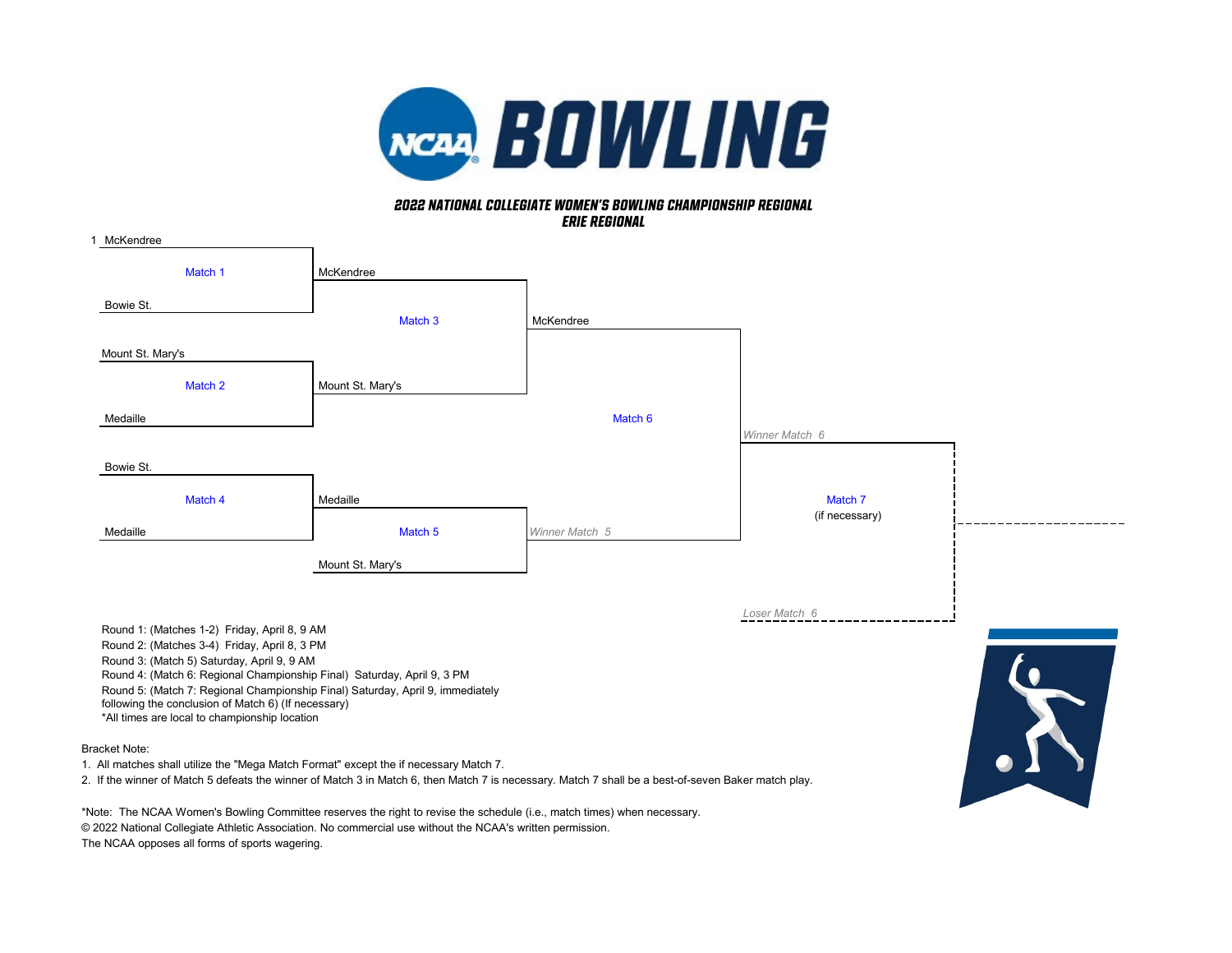# 2022 NATIONAL COLLEGIATE WOMEN'S BOWLING CHAMPIONSHIP REGIONAL

## ERIE REGIONAL

1 McKendree

Match 1

Bowie St.

McKendree

Match 3

Mount St. Mary's

Match 2

Medaille

Mount St. Mary's

McKendree

Match 6

Bowie St.

Match 4

Medaille

Medaille

Match 5

Mount St. Mary's

*Winner Match 5*

*Winner Match 6*

Match 7
(if necessary)

*Loser Match 6*

Round 1: (Matches 1-2) Friday, April 8, 9 AM
Round 2: (Matches 3-4) Friday, April 8, 3 PM
Round 3: (Match 5) Saturday, April 9, 9 AM
Round 4: (Match 6: Regional Championship Final) Saturday, April 9, 3 PM
Round 5: (Match 7: Regional Championship Final) Saturday, April 9, immediately following the conclusion of Match 6) (If necessary)
*All times are local to championship location

Bracket Note:

1. All matches shall utilize the "Mega Match Format" except the if necessary Match 7.
2. If the winner of Match 5 defeats the winner of Match 3 in Match 6, then Match 7 is necessary. Match 7 shall be a best-of-seven Baker match play.

*Note: The NCAA Women's Bowling Committee reserves the right to revise the schedule (i.e., match times) when necessary.
© 2022 National Collegiate Athletic Association. No commercial use without the NCAA's written permission.
The NCAA opposes all forms of sports wagering.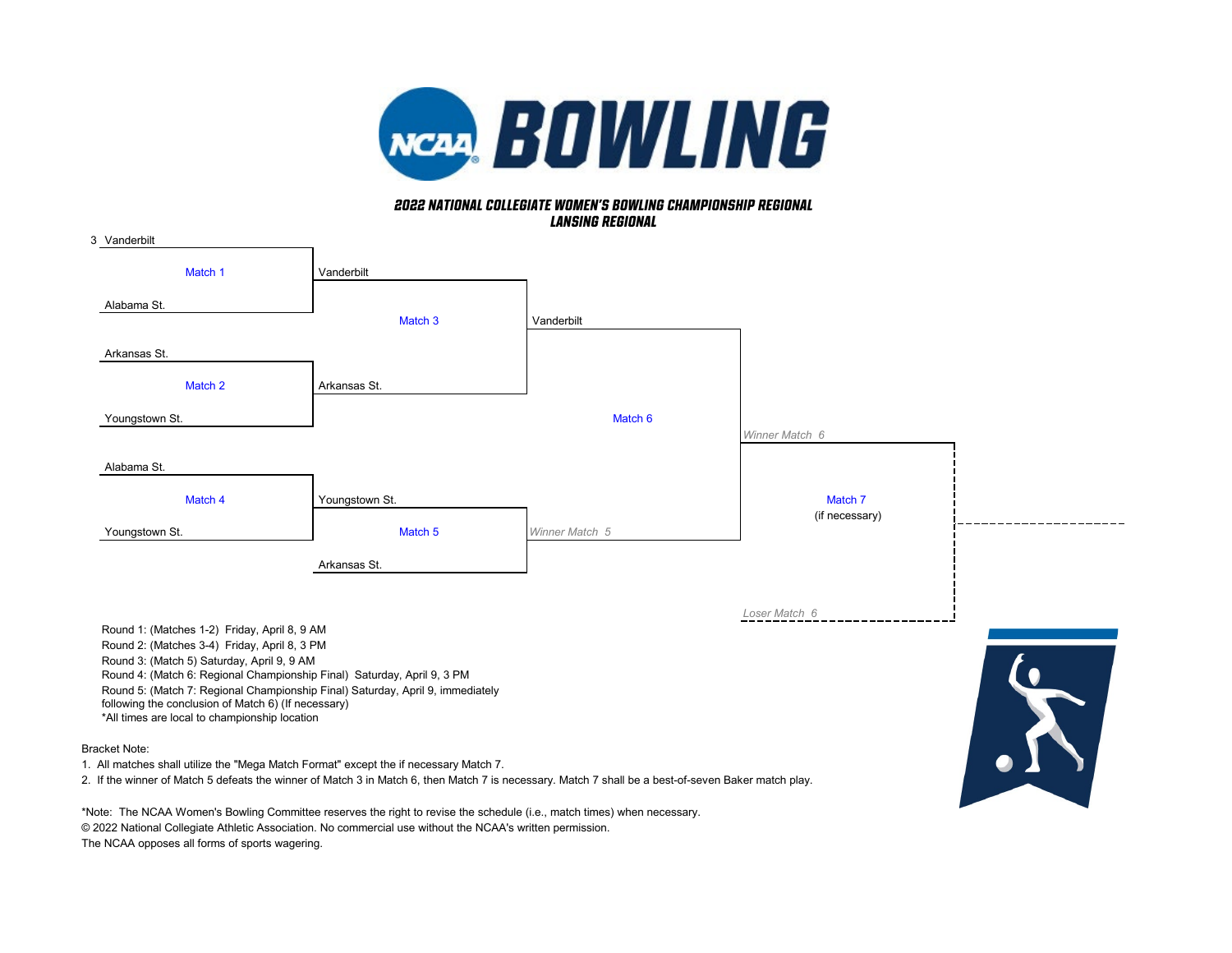# BOWLING

**2022 NATIONAL COLLEGIATE WOMEN'S BOWLING CHAMPIONSHIP REGIONAL**
**LANSING REGIONAL**

3 Vanderbilt

Match 1

Alabama St.

Vanderbilt

Match 3

Arkansas St.

Match 2

Youngstown St.

Arkansas St.

Vanderbilt

Match 6

Alabama St.

Match 4

Youngstown St.

Youngstown St.

Match 5

Arkansas St.

*Winner Match 5*

*Winner Match 6*

Match 7
(if necessary)

*Loser Match 6*

Round 1: (Matches 1-2) Friday, April 8, 9 AM
Round 2: (Matches 3-4) Friday, April 8, 3 PM
Round 3: (Match 5) Saturday, April 9, 9 AM
Round 4: (Match 6: Regional Championship Final) Saturday, April 9, 3 PM
Round 5: (Match 7: Regional Championship Final) Saturday, April 9, immediately following the conclusion of Match 6) (If necessary)
*All times are local to championship location

Bracket Note:

1. All matches shall utilize the "Mega Match Format" except the if necessary Match 7.
2. If the winner of Match 5 defeats the winner of Match 3 in Match 6, then Match 7 is necessary. Match 7 shall be a best-of-seven Baker match play.

*Note: The NCAA Women's Bowling Committee reserves the right to revise the schedule (i.e., match times) when necessary.
© 2022 National Collegiate Athletic Association. No commercial use without the NCAA's written permission.
The NCAA opposes all forms of sports wagering.